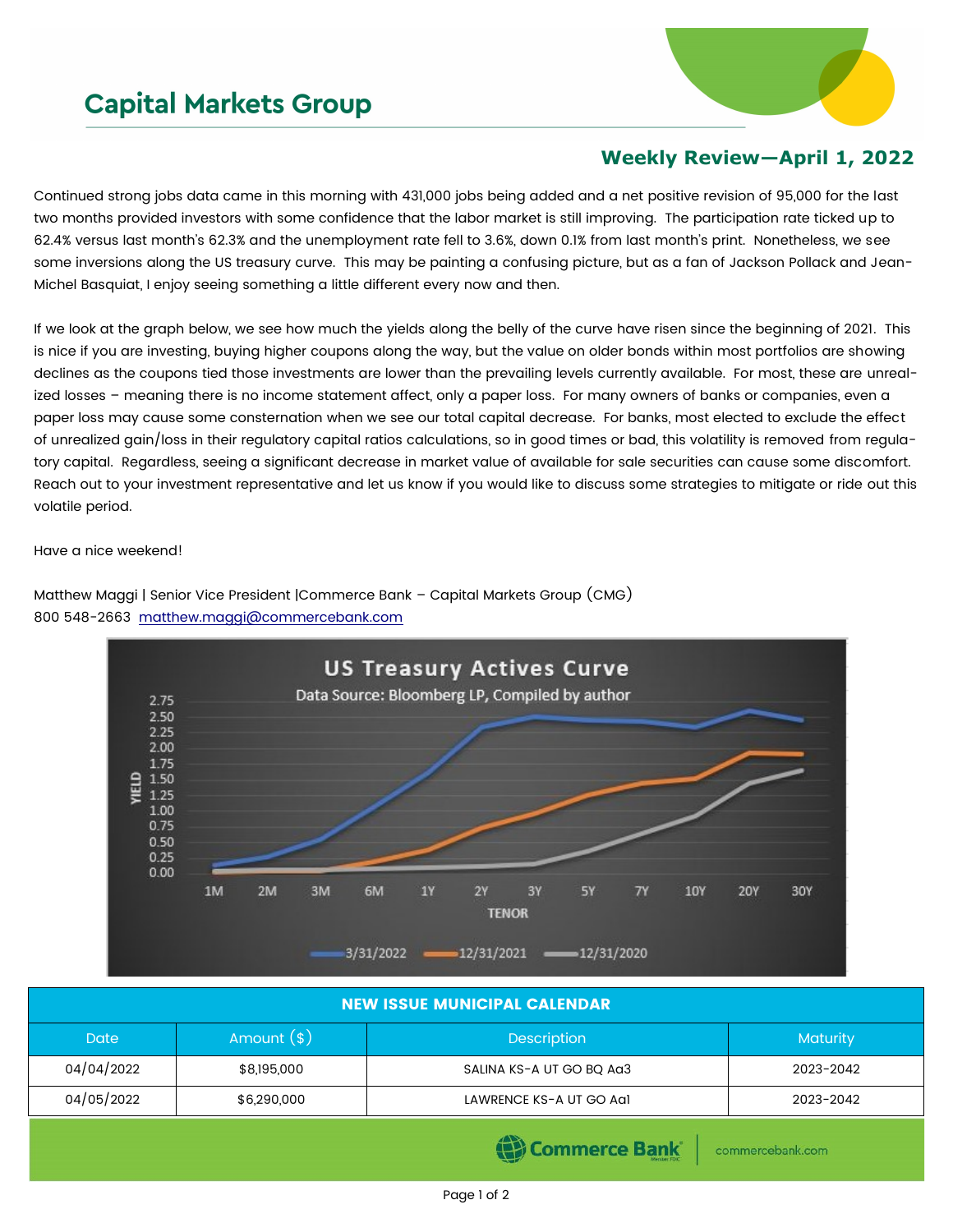# Capital Markets Group

## Weekly Review—April 1, 2022

Continued strong jobs data came in this morning with 431,000 jobs being added and a net positive revision of 95,000 for the last two months provided investors with some confidence that the labor market is still improving. The participation rate ticked up to 62.4% versus last month's 62.3% and the unemployment rate fell to 3.6%, down 0.1% from last month's print. Nonetheless, we see some inversions along the US treasury curve. This may be painting a confusing picture, but as a fan of Jackson Pollack and Jean-Michel Basquiat, I enjoy seeing something a little different every now and then.

If we look at the graph below, we see how much the yields along the belly of the curve have risen since the beginning of 2021. This is nice if you are investing, buying higher coupons along the way, but the value on older bonds within most portfolios are showing declines as the coupons tied those investments are lower than the prevailing levels currently available. For most, these are unrealized losses – meaning there is no income statement affect, only a paper loss. For many owners of banks or companies, even a paper loss may cause some consternation when we see our total capital decrease. For banks, most elected to exclude the effect of unrealized gain/loss in their regulatory capital ratios calculations, so in good times or bad, this volatility is removed from regulatory capital. Regardless, seeing a significant decrease in market value of available for sale securities can cause some discomfort. Reach out to your investment representative and let us know if you would like to discuss some strategies to mitigate or ride out this volatile period.

Have a nice weekend!

Matthew Maggi | Senior Vice President |Commerce Bank – Capital Markets Group (CMG)
800 548-2663 matthew.maggi@commercebank.com

**US Treasury Actives Curve**
Data Source: Bloomberg LP, Compiled by author

(Chart: YIELD vs. TENOR — 1M, 2M, 3M, 6M, 1Y, 2Y, 3Y, 5Y, 7Y, 10Y, 20Y, 30Y; series: 3/31/2022, 12/31/2021, 12/31/2020)

| NEW ISSUE MUNICIPAL CALENDAR | | | |
|---|---|---|---|
| Date | Amount ($) | Description | Maturity |
| 04/04/2022 | $8,195,000 | SALINA KS-A UT GO BQ Aa3 | 2023-2042 |
| 04/05/2022 | $6,290,000 | LAWRENCE KS-A UT GO Aa1 | 2023-2042 |

Commerce Bank | commercebank.com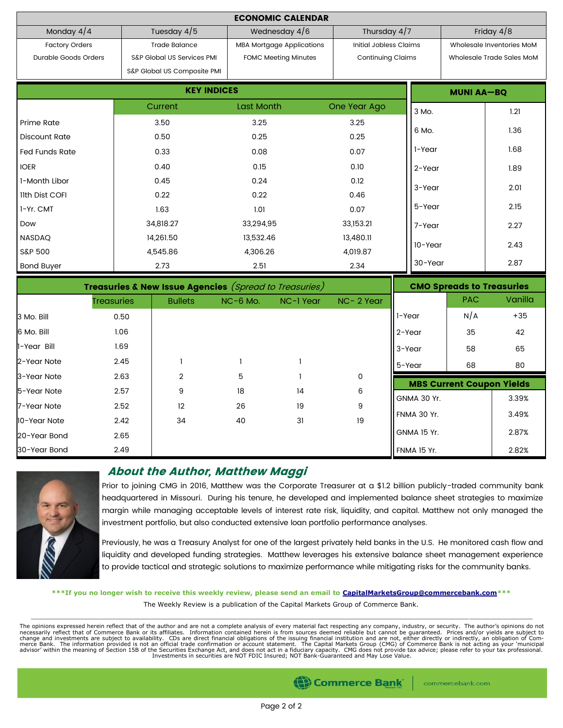## ECONOMIC CALENDAR

| Monday 4/4 | Tuesday 4/5 | Wednesday 4/6 | Thursday 4/7 | Friday 4/8 |
|---|---|---|---|---|
| Factory Orders | Trade Balance | MBA Mortgage Applications | Initial Jobless Claims | Wholesale Inventories MoM |
| Durable Goods Orders | S&P Global US Services PMI | FOMC Meeting Minutes | Continuing Claims | Wholesale Trade Sales MoM |
| | S&P Global US Composite PMI | | | |

## KEY INDICES

| | Current | Last Month | One Year Ago |
|---|---|---|---|
| Prime Rate | 3.50 | 3.25 | 3.25 |
| Discount Rate | 0.50 | 0.25 | 0.25 |
| Fed Funds Rate | 0.33 | 0.08 | 0.07 |
| IOER | 0.40 | 0.15 | 0.10 |
| 1-Month Libor | 0.45 | 0.24 | 0.12 |
| 11th Dist COFI | 0.22 | 0.22 | 0.46 |
| 1-Yr. CMT | 1.63 | 1.01 | 0.07 |
| Dow | 34,818.27 | 33,294,95 | 33,153.21 |
| NASDAQ | 14,261.50 | 13,532.46 | 13,480.11 |
| S&P 500 | 4,545.86 | 4,306.26 | 4,019.87 |
| Bond Buyer | 2.73 | 2.51 | 2.34 |

## MUNI AA—BQ

| | |
|---|---|
| 3 Mo. | 1.21 |
| 6 Mo. | 1.36 |
| 1-Year | 1.68 |
| 2-Year | 1.89 |
| 3-Year | 2.01 |
| 5-Year | 2.15 |
| 7-Year | 2.27 |
| 10-Year | 2.43 |
| 30-Year | 2.87 |

## Treasuries & New Issue Agencies *(Spread to Treasuries)*

| | Treasuries | Bullets | NC-6 Mo. | NC-1 Year | NC- 2 Year |
|---|---|---|---|---|---|
| 3 Mo. Bill | 0.50 | | | | |
| 6 Mo. Bill | 1.06 | | | | |
| 1-Year Bill | 1.69 | | | | |
| 2-Year Note | 2.45 | 1 | 1 | 1 | |
| 3-Year Note | 2.63 | 2 | 5 | 1 | 0 |
| 5-Year Note | 2.57 | 9 | 18 | 14 | 6 |
| 7-Year Note | 2.52 | 12 | 26 | 19 | 9 |
| 10-Year Note | 2.42 | 34 | 40 | 31 | 19 |
| 20-Year Bond | 2.65 | | | | |
| 30-Year Bond | 2.49 | | | | |

## CMO Spreads to Treasuries

| | PAC | Vanilla |
|---|---|---|
| 1-Year | N/A | +35 |
| 2-Year | 35 | 42 |
| 3-Year | 58 | 65 |
| 5-Year | 68 | 80 |

## MBS Current Coupon Yields

| | |
|---|---|
| GNMA 30 Yr. | 3.39% |
| FNMA 30 Yr. | 3.49% |
| GNMA 15 Yr. | 2.87% |
| FNMA 15 Yr. | 2.82% |

## *About the Author, Matthew Maggi*

Prior to joining CMG in 2016, Matthew was the Corporate Treasurer at a $1.2 billion publicly-traded community bank headquartered in Missouri. During his tenure, he developed and implemented balance sheet strategies to maximize margin while managing acceptable levels of interest rate risk, liquidity, and capital. Matthew not only managed the investment portfolio, but also conducted extensive loan portfolio performance analyses.

Previously, he was a Treasury Analyst for one of the largest privately held banks in the U.S. He monitored cash flow and liquidity and developed funding strategies. Matthew leverages his extensive balance sheet management experience to provide tactical and strategic solutions to maximize performance while mitigating risks for the community banks.

***If you no longer wish to receive this weekly review, please send an email to CapitalMarketsGroup@commercebank.com***

The Weekly Review is a publication of the Capital Markets Group of Commerce Bank.

The opinions expressed herein reflect that of the author and are not a complete analysis of every material fact respecting any company, industry, or security. The author's opinions do not necessarily reflect that of Commerce Bank or its affiliates. Information contained herein is from sources deemed reliable but cannot be guaranteed. Prices and/or yields are subject to change and investments are subject to availability. CDs are direct financial obligations of the issuing financial institution and are not, either directly or indirectly, an obligation of Commerce Bank. The information provided is not an official trade confirmation or account statement. The Capital Markets Group (CMG) of Commerce Bank is not acting as your 'municipal advisor' within the meaning of Section 15B of the Securities Exchange Act, and does not act in a fiduciary capacity. CMG does not provide tax advice; please refer to your tax professional. Investments in securities are NOT FDIC Insured; NOT Bank-Guaranteed and May Lose Value.

Commerce Bank | commercebank.com